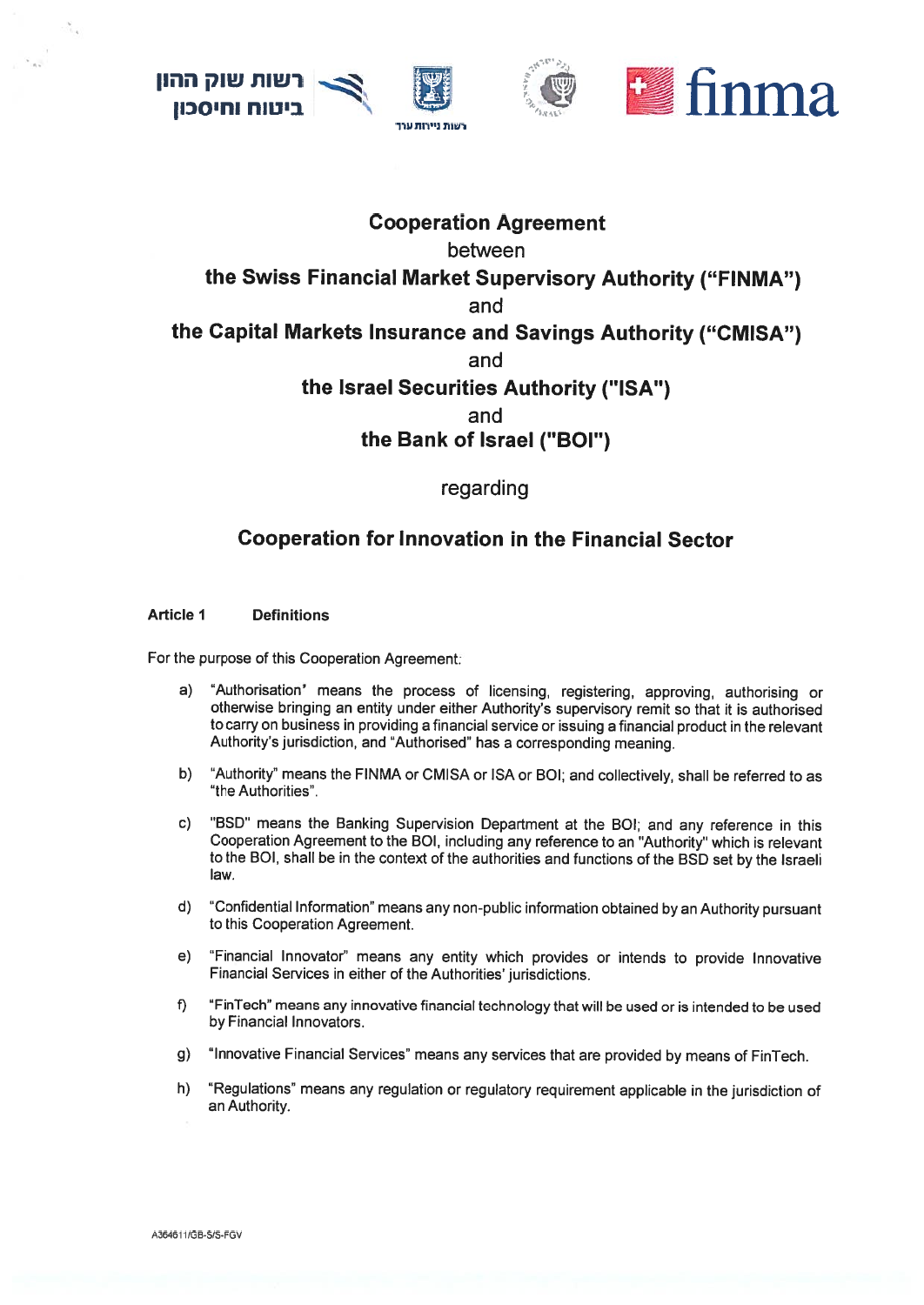רשות שוק ההון ביטוח וחיסכון

רשות ניירות ערך

finma

# Cooperation Agreement

between

**the Swiss Financial Market Supervisory Authority ("FINMA")**

and

**the Capital Markets Insurance and Savings Authority ("CMISA")**

and

**the Israel Securities Authority ("ISA")**

and

**the Bank of Israel ("BOI")**

regarding

## Cooperation for Innovation in the Financial Sector

### Article 1 Definitions

For the purpose of this Cooperation Agreement:

a) "Authorisation" means the process of licensing, registering, approving, authorising or otherwise bringing an entity under either Authority's supervisory remit so that it is authorised to carry on business in providing a financial service or issuing a financial product in the relevant Authority's jurisdiction, and "Authorised" has a corresponding meaning.

b) "Authority" means the FINMA or CMISA or ISA or BOI; and collectively, shall be referred to as "the Authorities".

c) "BSD" means the Banking Supervision Department at the BOI; and any reference in this Cooperation Agreement to the BOI, including any reference to an "Authority" which is relevant to the BOI, shall be in the context of the authorities and functions of the BSD set by the Israeli law.

d) "Confidential Information" means any non-public information obtained by an Authority pursuant to this Cooperation Agreement.

e) "Financial Innovator" means any entity which provides or intends to provide Innovative Financial Services in either of the Authorities' jurisdictions.

f) "FinTech" means any innovative financial technology that will be used or is intended to be used by Financial Innovators.

g) "Innovative Financial Services" means any services that are provided by means of FinTech.

h) "Regulations" means any regulation or regulatory requirement applicable in the jurisdiction of an Authority.

A364611/GB-S/S-FGV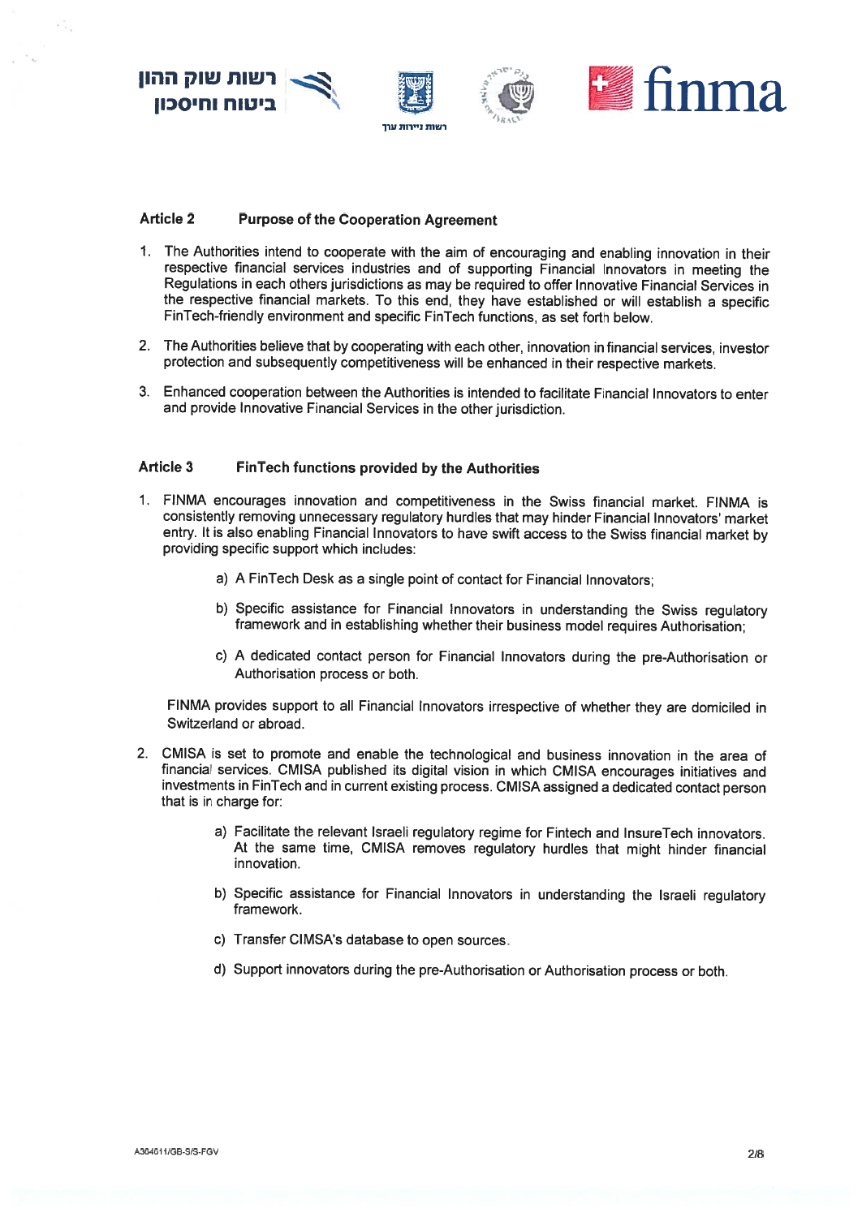## Article 2 Purpose of the Cooperation Agreement

1. The Authorities intend to cooperate with the aim of encouraging and enabling innovation in their respective financial services industries and of supporting Financial Innovators in meeting the Regulations in each others jurisdictions as may be required to offer Innovative Financial Services in the respective financial markets. To this end, they have established or will establish a specific FinTech-friendly environment and specific FinTech functions, as set forth below.

2. The Authorities believe that by cooperating with each other, innovation in financial services, investor protection and subsequently competitiveness will be enhanced in their respective markets.

3. Enhanced cooperation between the Authorities is intended to facilitate Financial Innovators to enter and provide Innovative Financial Services in the other jurisdiction.

## Article 3 FinTech functions provided by the Authorities

1. FINMA encourages innovation and competitiveness in the Swiss financial market. FINMA is consistently removing unnecessary regulatory hurdles that may hinder Financial Innovators' market entry. It is also enabling Financial Innovators to have swift access to the Swiss financial market by providing specific support which includes:

   a) A FinTech Desk as a single point of contact for Financial Innovators;

   b) Specific assistance for Financial Innovators in understanding the Swiss regulatory framework and in establishing whether their business model requires Authorisation;

   c) A dedicated contact person for Financial Innovators during the pre-Authorisation or Authorisation process or both.

   FINMA provides support to all Financial Innovators irrespective of whether they are domiciled in Switzerland or abroad.

2. CMISA is set to promote and enable the technological and business innovation in the area of financial services. CMISA published its digital vision in which CMISA encourages initiatives and investments in FinTech and in current existing process. CMISA assigned a dedicated contact person that is in charge for:

   a) Facilitate the relevant Israeli regulatory regime for Fintech and InsureTech innovators. At the same time, CMISA removes regulatory hurdles that might hinder financial innovation.

   b) Specific assistance for Financial Innovators in understanding the Israeli regulatory framework.

   c) Transfer CIMSA's database to open sources.

   d) Support innovators during the pre-Authorisation or Authorisation process or both.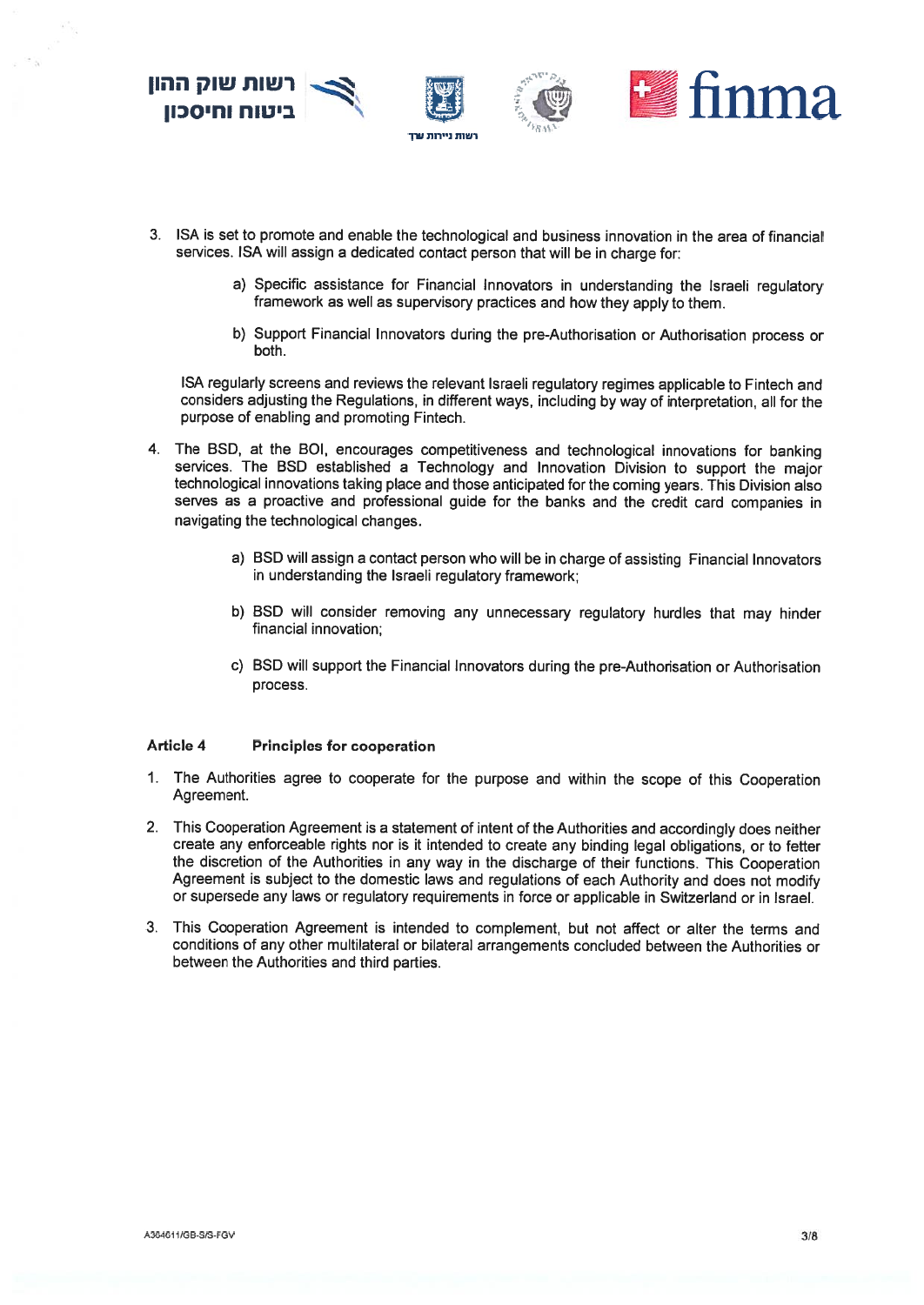3. ISA is set to promote and enable the technological and business innovation in the area of financial services. ISA will assign a dedicated contact person that will be in charge for:

   a) Specific assistance for Financial Innovators in understanding the Israeli regulatory framework as well as supervisory practices and how they apply to them.

   b) Support Financial Innovators during the pre-Authorisation or Authorisation process or both.

   ISA regularly screens and reviews the relevant Israeli regulatory regimes applicable to Fintech and considers adjusting the Regulations, in different ways, including by way of interpretation, all for the purpose of enabling and promoting Fintech.

4. The BSD, at the BOI, encourages competitiveness and technological innovations for banking services. The BSD established a Technology and Innovation Division to support the major technological innovations taking place and those anticipated for the coming years. This Division also serves as a proactive and professional guide for the banks and the credit card companies in navigating the technological changes.

   a) BSD will assign a contact person who will be in charge of assisting Financial Innovators in understanding the Israeli regulatory framework;

   b) BSD will consider removing any unnecessary regulatory hurdles that may hinder financial innovation;

   c) BSD will support the Financial Innovators during the pre-Authorisation or Authorisation process.

**Article 4 Principles for cooperation**

1. The Authorities agree to cooperate for the purpose and within the scope of this Cooperation Agreement.

2. This Cooperation Agreement is a statement of intent of the Authorities and accordingly does neither create any enforceable rights nor is it intended to create any binding legal obligations, or to fetter the discretion of the Authorities in any way in the discharge of their functions. This Cooperation Agreement is subject to the domestic laws and regulations of each Authority and does not modify or supersede any laws or regulatory requirements in force or applicable in Switzerland or in Israel.

3. This Cooperation Agreement is intended to complement, but not affect or alter the terms and conditions of any other multilateral or bilateral arrangements concluded between the Authorities or between the Authorities and third parties.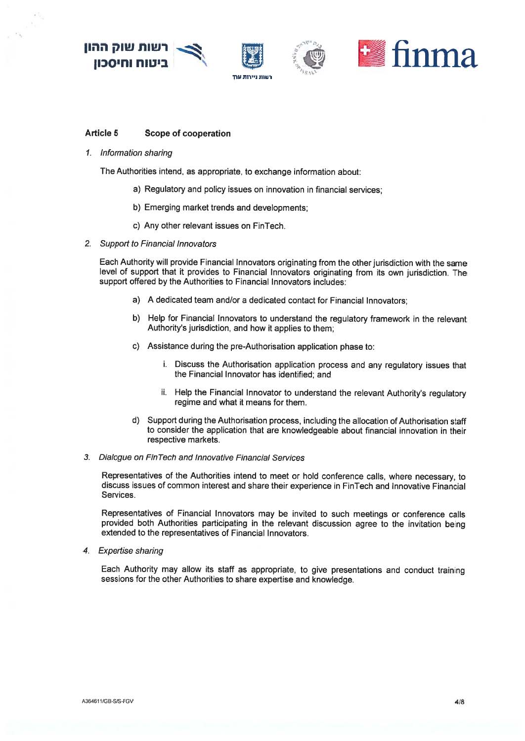## Article 5 Scope of cooperation

1. *Information sharing*

   The Authorities intend, as appropriate, to exchange information about:

   a) Regulatory and policy issues on innovation in financial services;

   b) Emerging market trends and developments;

   c) Any other relevant issues on FinTech.

2. *Support to Financial Innovators*

   Each Authority will provide Financial Innovators originating from the other jurisdiction with the same level of support that it provides to Financial Innovators originating from its own jurisdiction. The support offered by the Authorities to Financial Innovators includes:

   a) A dedicated team and/or a dedicated contact for Financial Innovators;

   b) Help for Financial Innovators to understand the regulatory framework in the relevant Authority's jurisdiction, and how it applies to them;

   c) Assistance during the pre-Authorisation application phase to:

      i. Discuss the Authorisation application process and any regulatory issues that the Financial Innovator has identified; and

      ii. Help the Financial Innovator to understand the relevant Authority's regulatory regime and what it means for them.

   d) Support during the Authorisation process, including the allocation of Authorisation staff to consider the application that are knowledgeable about financial innovation in their respective markets.

3. *Dialogue on FinTech and Innovative Financial Services*

   Representatives of the Authorities intend to meet or hold conference calls, where necessary, to discuss issues of common interest and share their experience in FinTech and Innovative Financial Services.

   Representatives of Financial Innovators may be invited to such meetings or conference calls provided both Authorities participating in the relevant discussion agree to the invitation being extended to the representatives of Financial Innovators.

4. *Expertise sharing*

   Each Authority may allow its staff as appropriate, to give presentations and conduct training sessions for the other Authorities to share expertise and knowledge.

A364611/GB-S/S-FGV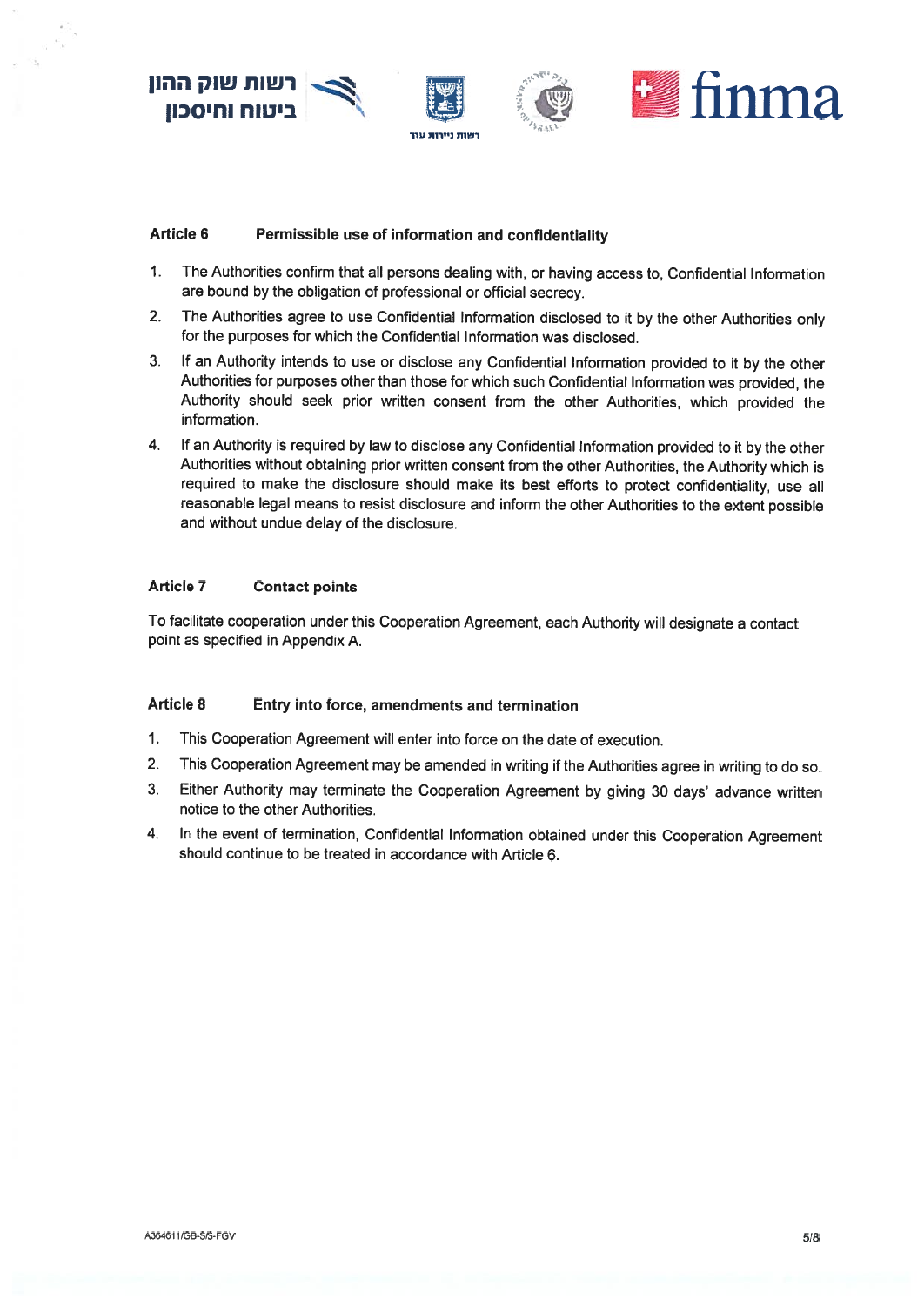## Article 6 Permissible use of information and confidentiality

1. The Authorities confirm that all persons dealing with, or having access to, Confidential Information are bound by the obligation of professional or official secrecy.
2. The Authorities agree to use Confidential Information disclosed to it by the other Authorities only for the purposes for which the Confidential Information was disclosed.
3. If an Authority intends to use or disclose any Confidential Information provided to it by the other Authorities for purposes other than those for which such Confidential Information was provided, the Authority should seek prior written consent from the other Authorities, which provided the information.
4. If an Authority is required by law to disclose any Confidential Information provided to it by the other Authorities without obtaining prior written consent from the other Authorities, the Authority which is required to make the disclosure should make its best efforts to protect confidentiality, use all reasonable legal means to resist disclosure and inform the other Authorities to the extent possible and without undue delay of the disclosure.

## Article 7 Contact points

To facilitate cooperation under this Cooperation Agreement, each Authority will designate a contact point as specified in Appendix A.

## Article 8 Entry into force, amendments and termination

1. This Cooperation Agreement will enter into force on the date of execution.
2. This Cooperation Agreement may be amended in writing if the Authorities agree in writing to do so.
3. Either Authority may terminate the Cooperation Agreement by giving 30 days' advance written notice to the other Authorities.
4. In the event of termination, Confidential Information obtained under this Cooperation Agreement should continue to be treated in accordance with Article 6.

A384611/GB-S/S-FGV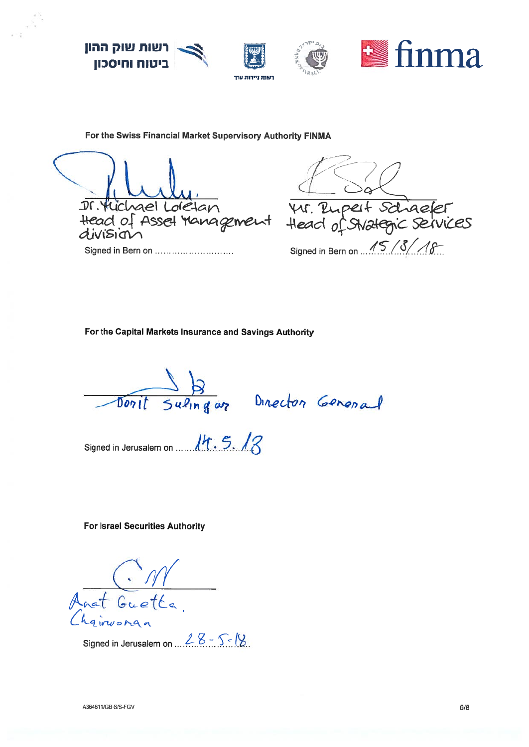רשות שוק ההון ביטוח וחיסכון

רשות ניירות ערך

finma

**For the Swiss Financial Market Supervisory Authority FINMA**

Dr. Michael Loretan
Head of Asset Management division

Signed in Bern on ..........................

Mr. Rupert Schaefer
Head of Strategic Services

Signed in Bern on 15/5/18

**For the Capital Markets Insurance and Savings Authority**

Dorit Salinger Director General

Signed in Jerusalem on 14.5.18

**For Israel Securities Authority**

Anat Guetta
Chairwoman

Signed in Jerusalem on 28-5-18

A364611/GB-S/S-FGV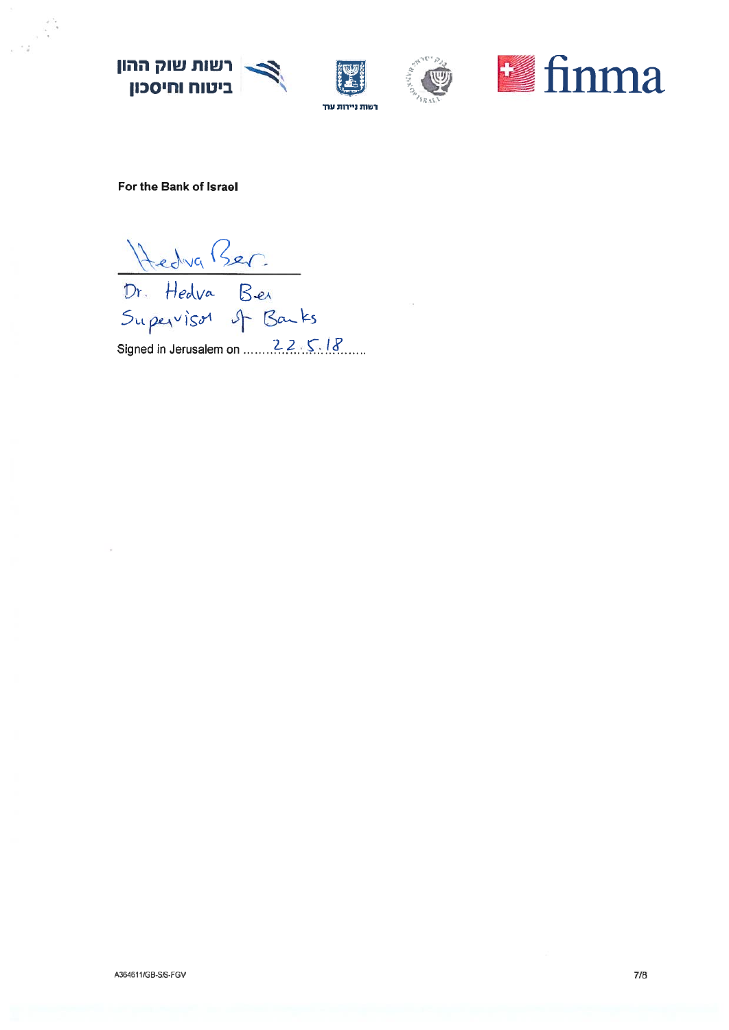רשות שוק ההון ביטוח וחיסכון

רשות ניירות ערך

finma

**For the Bank of Israel**

Hedva Ber

Dr. Hedva Ber
Supervisor of Banks

Signed in Jerusalem on 22.5.18

A364611/GB-S/S-FGV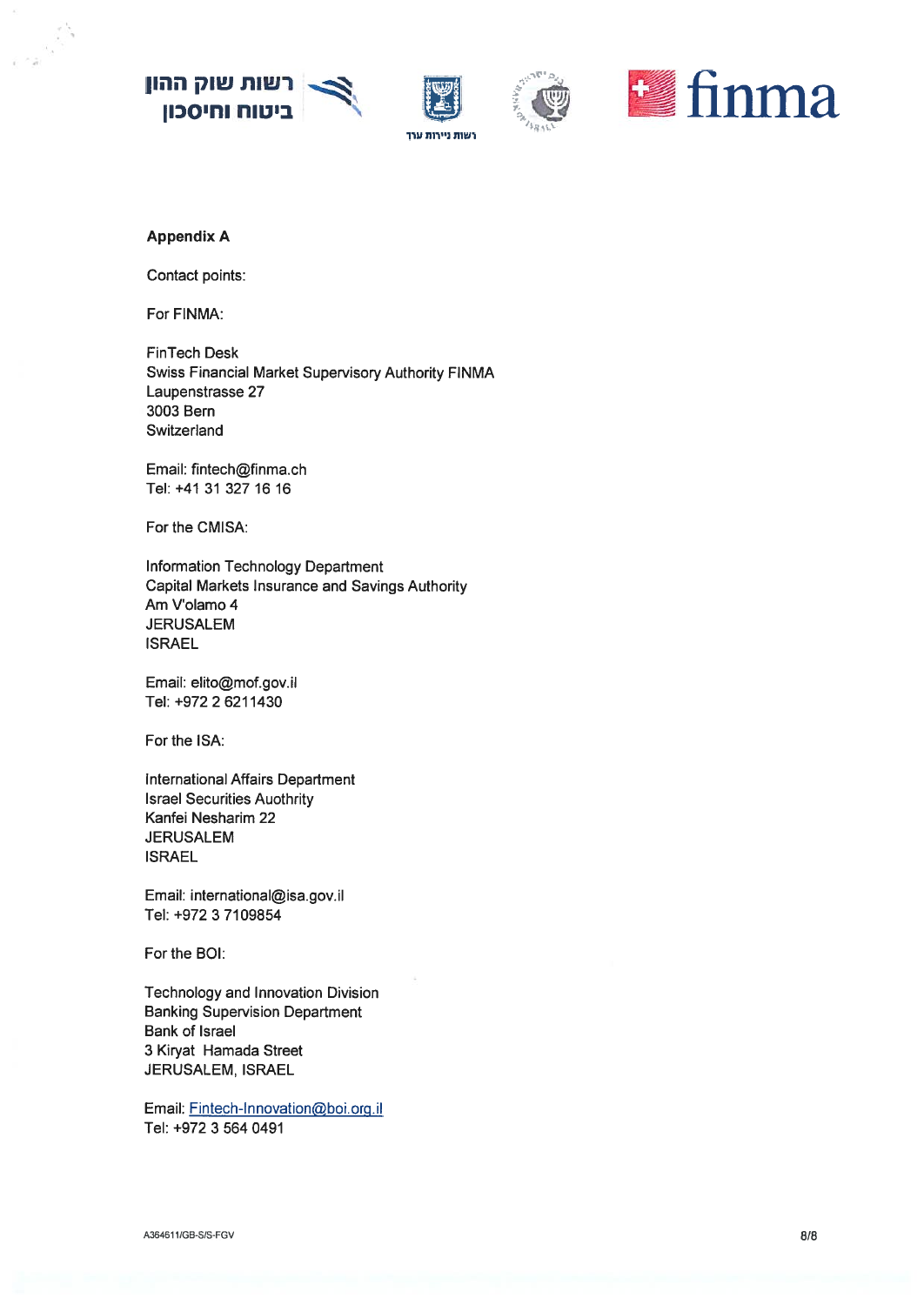**Appendix A**

Contact points:

For FINMA:

FinTech Desk
Swiss Financial Market Supervisory Authority FINMA
Laupenstrasse 27
3003 Bern
Switzerland

Email: fintech@finma.ch
Tel: +41 31 327 16 16

For the CMISA:

Information Technology Department
Capital Markets Insurance and Savings Authority
Am V'olamo 4
JERUSALEM
ISRAEL

Email: elito@mof.gov.il
Tel: +972 2 6211430

For the ISA:

International Affairs Department
Israel Securities Auothrity
Kanfei Nesharim 22
JERUSALEM
ISRAEL

Email: international@isa.gov.il
Tel: +972 3 7109854

For the BOI:

Technology and Innovation Division
Banking Supervision Department
Bank of Israel
3 Kiryat Hamada Street
JERUSALEM, ISRAEL

Email: Fintech-Innovation@boi.org.il
Tel: +972 3 564 0491

A364611/GB-S/S-FGV